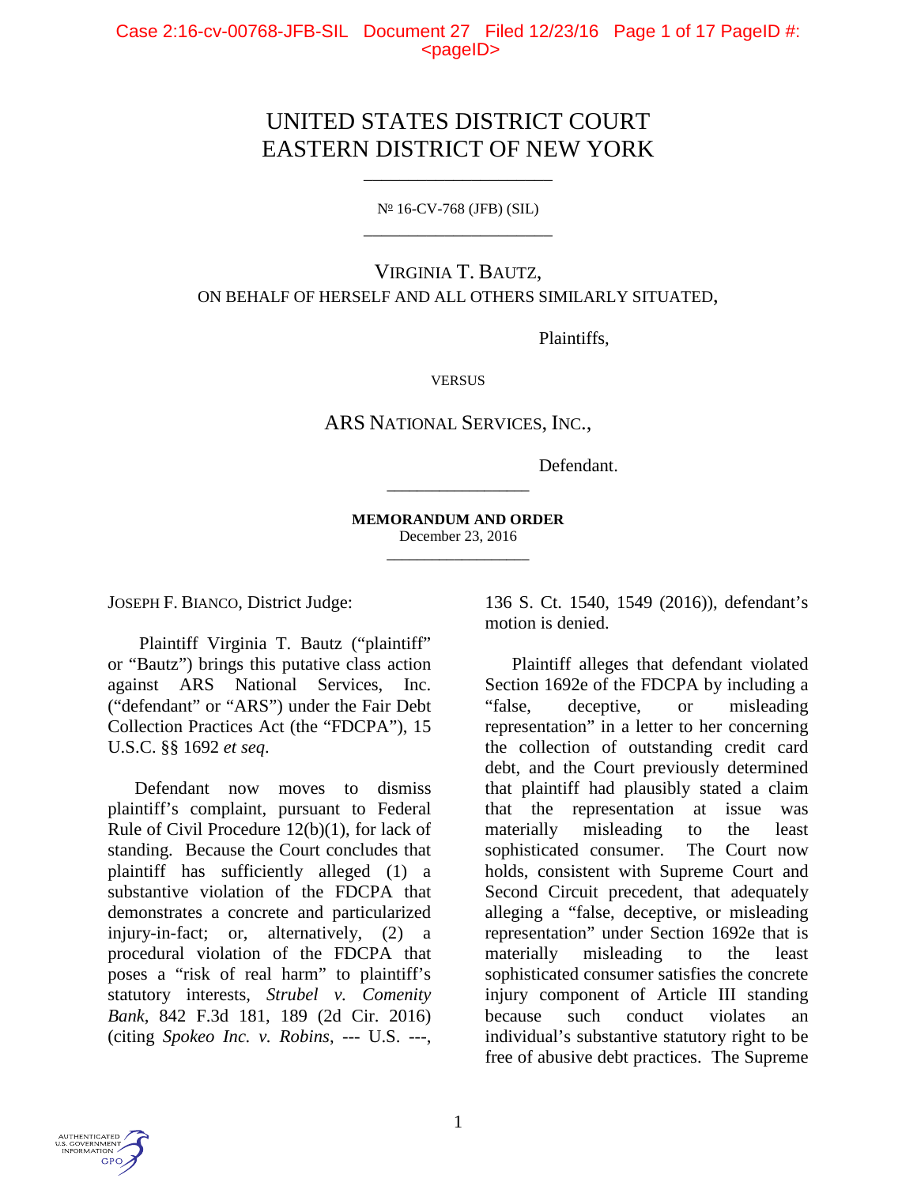UNITED STATES DISTRICT COURT
EASTERN DISTRICT OF NEW YORK

---

№ 16-CV-768 (JFB) (SIL)

---

VIRGINIA T. BAUTZ,
ON BEHALF OF HERSELF AND ALL OTHERS SIMILARLY SITUATED,

Plaintiffs,

VERSUS

ARS NATIONAL SERVICES, INC.,

Defendant.

---

**MEMORANDUM AND ORDER**
December 23, 2016

---

JOSEPH F. BIANCO, District Judge:

Plaintiff Virginia T. Bautz ("plaintiff" or "Bautz") brings this putative class action against ARS National Services, Inc. ("defendant" or "ARS") under the Fair Debt Collection Practices Act (the "FDCPA"), 15 U.S.C. §§ 1692 *et seq.*

Defendant now moves to dismiss plaintiff's complaint, pursuant to Federal Rule of Civil Procedure 12(b)(1), for lack of standing. Because the Court concludes that plaintiff has sufficiently alleged (1) a substantive violation of the FDCPA that demonstrates a concrete and particularized injury-in-fact; or, alternatively, (2) a procedural violation of the FDCPA that poses a "risk of real harm" to plaintiff's statutory interests, *Strubel v. Comenity Bank*, 842 F.3d 181, 189 (2d Cir. 2016) (citing *Spokeo Inc. v. Robins*, --- U.S. ---, 136 S. Ct. 1540, 1549 (2016)), defendant's motion is denied.

Plaintiff alleges that defendant violated Section 1692e of the FDCPA by including a "false, deceptive, or misleading representation" in a letter to her concerning the collection of outstanding credit card debt, and the Court previously determined that plaintiff had plausibly stated a claim that the representation at issue was materially misleading to the least sophisticated consumer. The Court now holds, consistent with Supreme Court and Second Circuit precedent, that adequately alleging a "false, deceptive, or misleading representation" under Section 1692e that is materially misleading to the least sophisticated consumer satisfies the concrete injury component of Article III standing because such conduct violates an individual's substantive statutory right to be free of abusive debt practices. The Supreme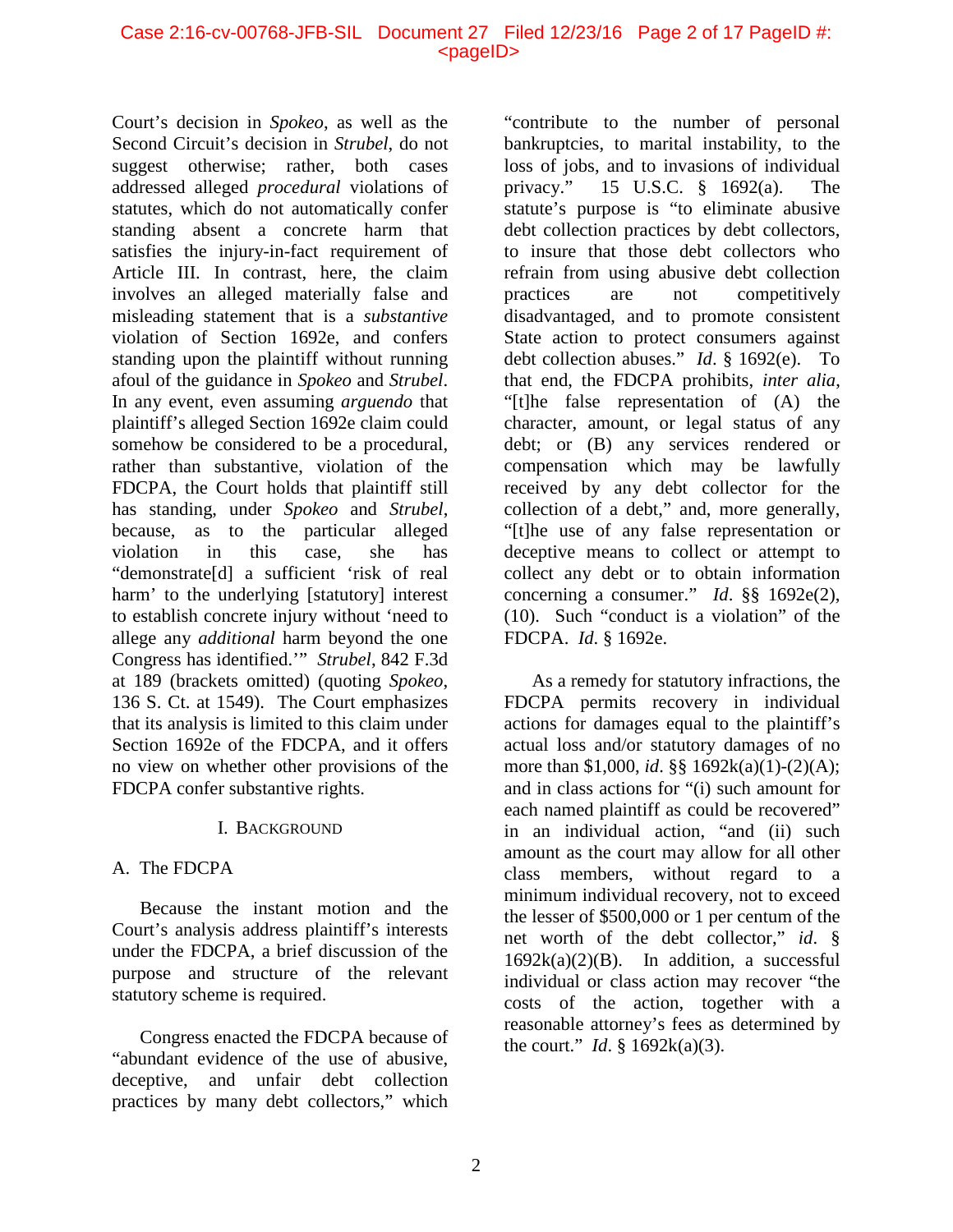Court's decision in *Spokeo*, as well as the Second Circuit's decision in *Strubel*, do not suggest otherwise; rather, both cases addressed alleged *procedural* violations of statutes, which do not automatically confer standing absent a concrete harm that satisfies the injury-in-fact requirement of Article III. In contrast, here, the claim involves an alleged materially false and misleading statement that is a *substantive* violation of Section 1692e, and confers standing upon the plaintiff without running afoul of the guidance in *Spokeo* and *Strubel*. In any event, even assuming *arguendo* that plaintiff's alleged Section 1692e claim could somehow be considered to be a procedural, rather than substantive, violation of the FDCPA, the Court holds that plaintiff still has standing, under *Spokeo* and *Strubel*, because, as to the particular alleged violation in this case, she has "demonstrate[d] a sufficient 'risk of real harm' to the underlying [statutory] interest to establish concrete injury without 'need to allege any *additional* harm beyond the one Congress has identified.'" *Strubel*, 842 F.3d at 189 (brackets omitted) (quoting *Spokeo*, 136 S. Ct. at 1549). The Court emphasizes that its analysis is limited to this claim under Section 1692e of the FDCPA, and it offers no view on whether other provisions of the FDCPA confer substantive rights.

## I. Background

### A. The FDCPA

Because the instant motion and the Court's analysis address plaintiff's interests under the FDCPA, a brief discussion of the purpose and structure of the relevant statutory scheme is required.

Congress enacted the FDCPA because of "abundant evidence of the use of abusive, deceptive, and unfair debt collection practices by many debt collectors," which "contribute to the number of personal bankruptcies, to marital instability, to the loss of jobs, and to invasions of individual privacy." 15 U.S.C. § 1692(a). The statute's purpose is "to eliminate abusive debt collection practices by debt collectors, to insure that those debt collectors who refrain from using abusive debt collection practices are not competitively disadvantaged, and to promote consistent State action to protect consumers against debt collection abuses." *Id*. § 1692(e). To that end, the FDCPA prohibits, *inter alia*, "[t]he false representation of (A) the character, amount, or legal status of any debt; or (B) any services rendered or compensation which may be lawfully received by any debt collector for the collection of a debt," and, more generally, "[t]he use of any false representation or deceptive means to collect or attempt to collect any debt or to obtain information concerning a consumer." *Id*. §§ 1692e(2), (10). Such "conduct is a violation" of the FDCPA. *Id*. § 1692e.

As a remedy for statutory infractions, the FDCPA permits recovery in individual actions for damages equal to the plaintiff's actual loss and/or statutory damages of no more than $1,000, *id*. §§ 1692k(a)(1)-(2)(A); and in class actions for "(i) such amount for each named plaintiff as could be recovered" in an individual action, "and (ii) such amount as the court may allow for all other class members, without regard to a minimum individual recovery, not to exceed the lesser of $500,000 or 1 per centum of the net worth of the debt collector," *id*. § 1692k(a)(2)(B). In addition, a successful individual or class action may recover "the costs of the action, together with a reasonable attorney's fees as determined by the court." *Id*. § 1692k(a)(3).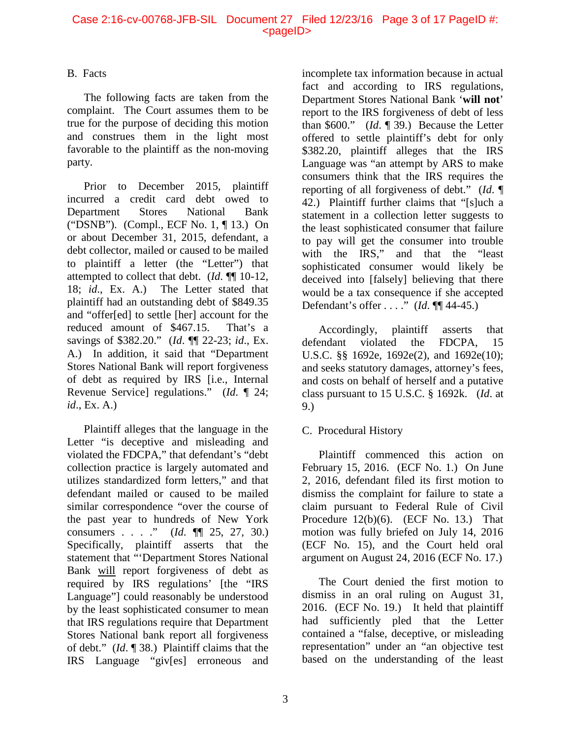### B. Facts

The following facts are taken from the complaint. The Court assumes them to be true for the purpose of deciding this motion and construes them in the light most favorable to the plaintiff as the non-moving party.

Prior to December 2015, plaintiff incurred a credit card debt owed to Department Stores National Bank ("DSNB"). (Compl., ECF No. 1, ¶ 13.) On or about December 31, 2015, defendant, a debt collector, mailed or caused to be mailed to plaintiff a letter (the "Letter") that attempted to collect that debt. (*Id.* ¶¶ 10-12, 18; *id.*, Ex. A.) The Letter stated that plaintiff had an outstanding debt of $849.35 and "offer[ed] to settle [her] account for the reduced amount of $467.15. That's a savings of $382.20." (*Id.* ¶¶ 22-23; *id.*, Ex. A.) In addition, it said that "Department Stores National Bank will report forgiveness of debt as required by IRS [i.e., Internal Revenue Service] regulations." (*Id.* ¶ 24; *id.*, Ex. A.)

Plaintiff alleges that the language in the Letter "is deceptive and misleading and violated the FDCPA," that defendant's "debt collection practice is largely automated and utilizes standardized form letters," and that defendant mailed or caused to be mailed similar correspondence "over the course of the past year to hundreds of New York consumers . . . ." (*Id.* ¶¶ 25, 27, 30.) Specifically, plaintiff asserts that the statement that "'Department Stores National Bank <u>will</u> report forgiveness of debt as required by IRS regulations' [the "IRS Language"] could reasonably be understood by the least sophisticated consumer to mean that IRS regulations require that Department Stores National bank report all forgiveness of debt." (*Id.* ¶ 38.) Plaintiff claims that the IRS Language "giv[es] erroneous and incomplete tax information because in actual fact and according to IRS regulations, Department Stores National Bank '**will not**' report to the IRS forgiveness of debt of less than $600." (*Id.* ¶ 39.) Because the Letter offered to settle plaintiff's debt for only $382.20, plaintiff alleges that the IRS Language was "an attempt by ARS to make consumers think that the IRS requires the reporting of all forgiveness of debt." (*Id.* ¶ 42.) Plaintiff further claims that "[s]uch a statement in a collection letter suggests to the least sophisticated consumer that failure to pay will get the consumer into trouble with the IRS," and that the "least sophisticated consumer would likely be deceived into [falsely] believing that there would be a tax consequence if she accepted Defendant's offer . . . ." (*Id.* ¶¶ 44-45.)

Accordingly, plaintiff asserts that defendant violated the FDCPA, 15 U.S.C. §§ 1692e, 1692e(2), and 1692e(10); and seeks statutory damages, attorney's fees, and costs on behalf of herself and a putative class pursuant to 15 U.S.C. § 1692k. (*Id.* at 9.)

### C. Procedural History

Plaintiff commenced this action on February 15, 2016. (ECF No. 1.) On June 2, 2016, defendant filed its first motion to dismiss the complaint for failure to state a claim pursuant to Federal Rule of Civil Procedure 12(b)(6). (ECF No. 13.) That motion was fully briefed on July 14, 2016 (ECF No. 15), and the Court held oral argument on August 24, 2016 (ECF No. 17.)

The Court denied the first motion to dismiss in an oral ruling on August 31, 2016. (ECF No. 19.) It held that plaintiff had sufficiently pled that the Letter contained a "false, deceptive, or misleading representation" under an "an objective test based on the understanding of the least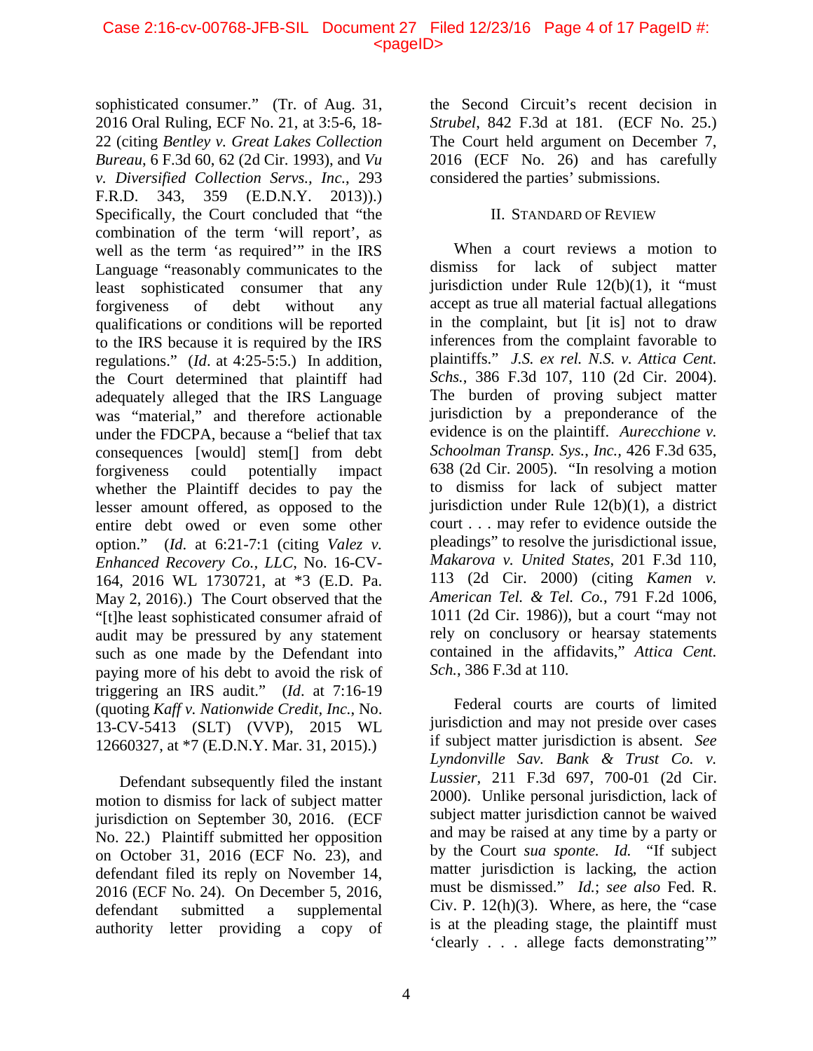sophisticated consumer." (Tr. of Aug. 31, 2016 Oral Ruling, ECF No. 21, at 3:5-6, 18-22 (citing *Bentley v. Great Lakes Collection Bureau*, 6 F.3d 60, 62 (2d Cir. 1993), and *Vu v. Diversified Collection Servs., Inc.*, 293 F.R.D. 343, 359 (E.D.N.Y. 2013)).) Specifically, the Court concluded that "the combination of the term 'will report', as well as the term 'as required'" in the IRS Language "reasonably communicates to the least sophisticated consumer that any forgiveness of debt without any qualifications or conditions will be reported to the IRS because it is required by the IRS regulations." (*Id*. at 4:25-5:5.) In addition, the Court determined that plaintiff had adequately alleged that the IRS Language was "material," and therefore actionable under the FDCPA, because a "belief that tax consequences [would] stem[] from debt forgiveness could potentially impact whether the Plaintiff decides to pay the lesser amount offered, as opposed to the entire debt owed or even some other option." (*Id*. at 6:21-7:1 (citing *Valez v. Enhanced Recovery Co., LLC*, No. 16-CV-164, 2016 WL 1730721, at *3 (E.D. Pa. May 2, 2016).) The Court observed that the "[t]he least sophisticated consumer afraid of audit may be pressured by any statement such as one made by the Defendant into paying more of his debt to avoid the risk of triggering an IRS audit." (*Id*. at 7:16-19 (quoting *Kaff v. Nationwide Credit, Inc.*, No. 13-CV-5413 (SLT) (VVP), 2015 WL 12660327, at *7 (E.D.N.Y. Mar. 31, 2015).)

Defendant subsequently filed the instant motion to dismiss for lack of subject matter jurisdiction on September 30, 2016. (ECF No. 22.) Plaintiff submitted her opposition on October 31, 2016 (ECF No. 23), and defendant filed its reply on November 14, 2016 (ECF No. 24). On December 5, 2016, defendant submitted a supplemental authority letter providing a copy of the Second Circuit's recent decision in *Strubel*, 842 F.3d at 181. (ECF No. 25.) The Court held argument on December 7, 2016 (ECF No. 26) and has carefully considered the parties' submissions.

## II. Standard of Review

When a court reviews a motion to dismiss for lack of subject matter jurisdiction under Rule 12(b)(1), it "must accept as true all material factual allegations in the complaint, but [it is] not to draw inferences from the complaint favorable to plaintiffs." *J.S. ex rel. N.S. v. Attica Cent. Schs.*, 386 F.3d 107, 110 (2d Cir. 2004). The burden of proving subject matter jurisdiction by a preponderance of the evidence is on the plaintiff. *Aurecchione v. Schoolman Transp. Sys., Inc.*, 426 F.3d 635, 638 (2d Cir. 2005). "In resolving a motion to dismiss for lack of subject matter jurisdiction under Rule 12(b)(1), a district court . . . may refer to evidence outside the pleadings" to resolve the jurisdictional issue, *Makarova v. United States*, 201 F.3d 110, 113 (2d Cir. 2000) (citing *Kamen v. American Tel. & Tel. Co.*, 791 F.2d 1006, 1011 (2d Cir. 1986)), but a court "may not rely on conclusory or hearsay statements contained in the affidavits," *Attica Cent. Sch.*, 386 F.3d at 110.

Federal courts are courts of limited jurisdiction and may not preside over cases if subject matter jurisdiction is absent. *See Lyndonville Sav. Bank & Trust Co. v. Lussier*, 211 F.3d 697, 700-01 (2d Cir. 2000). Unlike personal jurisdiction, lack of subject matter jurisdiction cannot be waived and may be raised at any time by a party or by the Court *sua sponte*. *Id.* "If subject matter jurisdiction is lacking, the action must be dismissed." *Id.*; *see also* Fed. R. Civ. P. 12(h)(3). Where, as here, the "case is at the pleading stage, the plaintiff must 'clearly . . . allege facts demonstrating'"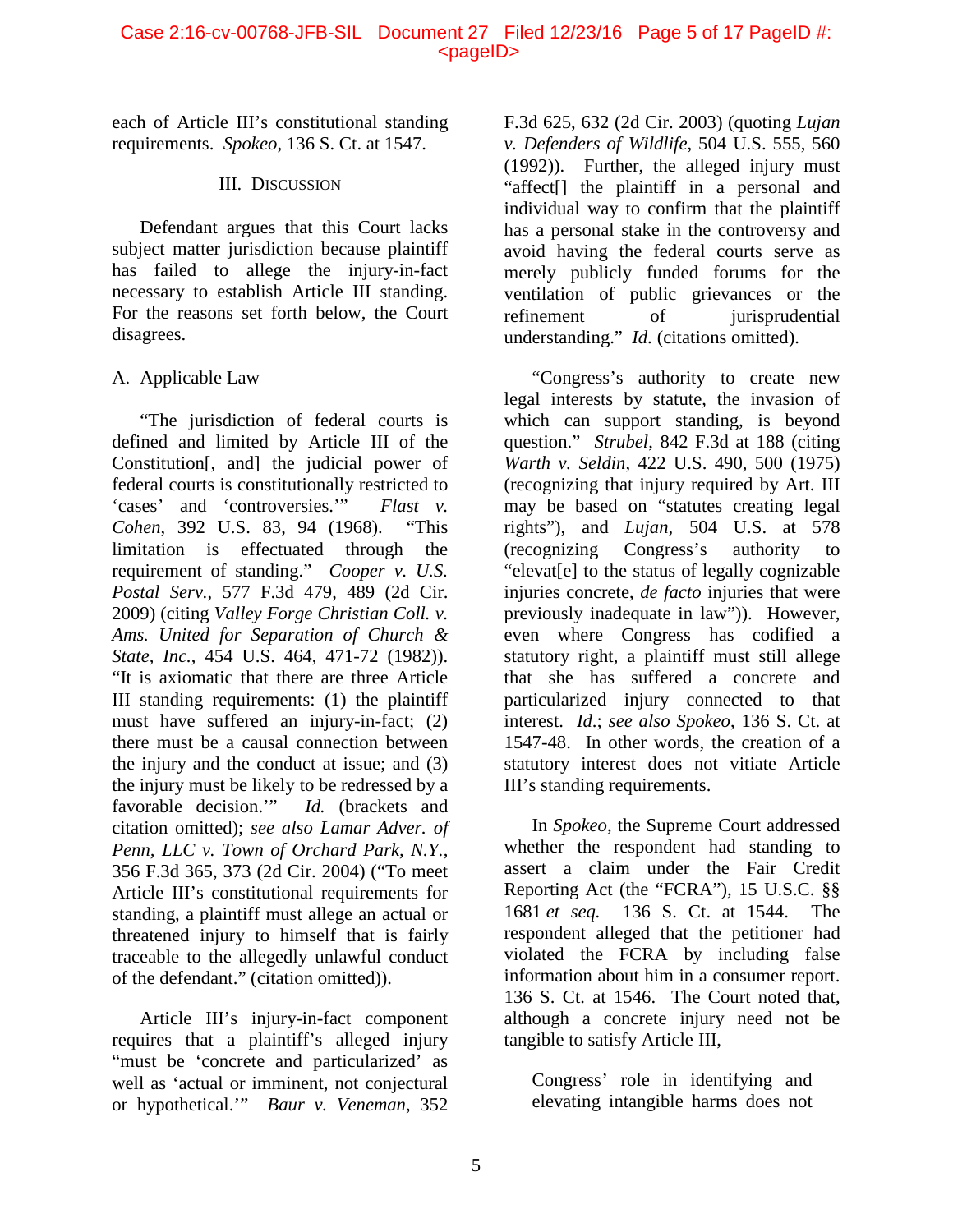each of Article III's constitutional standing requirements. *Spokeo*, 136 S. Ct. at 1547.

## III. Discussion

Defendant argues that this Court lacks subject matter jurisdiction because plaintiff has failed to allege the injury-in-fact necessary to establish Article III standing. For the reasons set forth below, the Court disagrees.

### A. Applicable Law

"The jurisdiction of federal courts is defined and limited by Article III of the Constitution[, and] the judicial power of federal courts is constitutionally restricted to 'cases' and 'controversies.'" *Flast v. Cohen*, 392 U.S. 83, 94 (1968). "This limitation is effectuated through the requirement of standing." *Cooper v. U.S. Postal Serv.*, 577 F.3d 479, 489 (2d Cir. 2009) (citing *Valley Forge Christian Coll. v. Ams. United for Separation of Church & State, Inc.*, 454 U.S. 464, 471-72 (1982)). "It is axiomatic that there are three Article III standing requirements: (1) the plaintiff must have suffered an injury-in-fact; (2) there must be a causal connection between the injury and the conduct at issue; and (3) the injury must be likely to be redressed by a favorable decision.'" *Id.* (brackets and citation omitted); *see also Lamar Adver. of Penn, LLC v. Town of Orchard Park, N.Y.*, 356 F.3d 365, 373 (2d Cir. 2004) ("To meet Article III's constitutional requirements for standing, a plaintiff must allege an actual or threatened injury to himself that is fairly traceable to the allegedly unlawful conduct of the defendant." (citation omitted)).

Article III's injury-in-fact component requires that a plaintiff's alleged injury "must be 'concrete and particularized' as well as 'actual or imminent, not conjectural or hypothetical.'" *Baur v. Veneman*, 352 F.3d 625, 632 (2d Cir. 2003) (quoting *Lujan v. Defenders of Wildlife*, 504 U.S. 555, 560 (1992)). Further, the alleged injury must "affect[] the plaintiff in a personal and individual way to confirm that the plaintiff has a personal stake in the controversy and avoid having the federal courts serve as merely publicly funded forums for the ventilation of public grievances or the refinement of jurisprudential understanding." *Id.* (citations omitted).

"Congress's authority to create new legal interests by statute, the invasion of which can support standing, is beyond question." *Strubel*, 842 F.3d at 188 (citing *Warth v. Seldin*, 422 U.S. 490, 500 (1975) (recognizing that injury required by Art. III may be based on "statutes creating legal rights"), and *Lujan*, 504 U.S. at 578 (recognizing Congress's authority to "elevat[e] to the status of legally cognizable injuries concrete, *de facto* injuries that were previously inadequate in law")). However, even where Congress has codified a statutory right, a plaintiff must still allege that she has suffered a concrete and particularized injury connected to that interest. *Id.*; *see also Spokeo*, 136 S. Ct. at 1547-48. In other words, the creation of a statutory interest does not vitiate Article III's standing requirements.

In *Spokeo*, the Supreme Court addressed whether the respondent had standing to assert a claim under the Fair Credit Reporting Act (the "FCRA"), 15 U.S.C. §§ 1681 *et seq.* 136 S. Ct. at 1544. The respondent alleged that the petitioner had violated the FCRA by including false information about him in a consumer report. 136 S. Ct. at 1546. The Court noted that, although a concrete injury need not be tangible to satisfy Article III,

> Congress' role in identifying and elevating intangible harms does not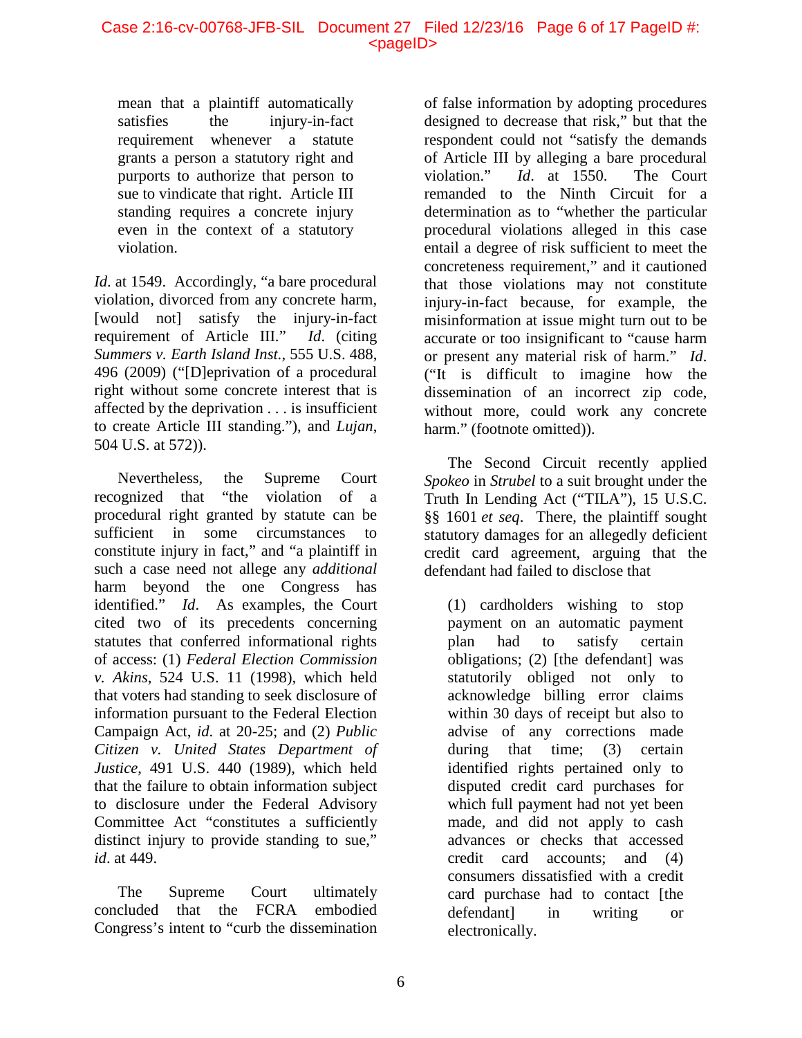> mean that a plaintiff automatically satisfies the injury-in-fact requirement whenever a statute grants a person a statutory right and purports to authorize that person to sue to vindicate that right. Article III standing requires a concrete injury even in the context of a statutory violation.

*Id*. at 1549. Accordingly, "a bare procedural violation, divorced from any concrete harm, [would not] satisfy the injury-in-fact requirement of Article III." *Id*. (citing *Summers v. Earth Island Inst.*, 555 U.S. 488, 496 (2009) ("[D]eprivation of a procedural right without some concrete interest that is affected by the deprivation . . . is insufficient to create Article III standing."), and *Lujan*, 504 U.S. at 572)).

Nevertheless, the Supreme Court recognized that "the violation of a procedural right granted by statute can be sufficient in some circumstances to constitute injury in fact," and "a plaintiff in such a case need not allege any *additional* harm beyond the one Congress has identified." *Id*. As examples, the Court cited two of its precedents concerning statutes that conferred informational rights of access: (1) *Federal Election Commission v. Akins*, 524 U.S. 11 (1998), which held that voters had standing to seek disclosure of information pursuant to the Federal Election Campaign Act, *id*. at 20-25; and (2) *Public Citizen v. United States Department of Justice*, 491 U.S. 440 (1989), which held that the failure to obtain information subject to disclosure under the Federal Advisory Committee Act "constitutes a sufficiently distinct injury to provide standing to sue," *id*. at 449.

The Supreme Court ultimately concluded that the FCRA embodied Congress's intent to "curb the dissemination of false information by adopting procedures designed to decrease that risk," but that the respondent could not "satisfy the demands of Article III by alleging a bare procedural violation." *Id*. at 1550. The Court remanded to the Ninth Circuit for a determination as to "whether the particular procedural violations alleged in this case entail a degree of risk sufficient to meet the concreteness requirement," and it cautioned that those violations may not constitute injury-in-fact because, for example, the misinformation at issue might turn out to be accurate or too insignificant to "cause harm or present any material risk of harm." *Id*. ("It is difficult to imagine how the dissemination of an incorrect zip code, without more, could work any concrete harm." (footnote omitted)).

The Second Circuit recently applied *Spokeo* in *Strubel* to a suit brought under the Truth In Lending Act ("TILA"), 15 U.S.C. §§ 1601 *et seq*. There, the plaintiff sought statutory damages for an allegedly deficient credit card agreement, arguing that the defendant had failed to disclose that

> (1) cardholders wishing to stop payment on an automatic payment plan had to satisfy certain obligations; (2) [the defendant] was statutorily obliged not only to acknowledge billing error claims within 30 days of receipt but also to advise of any corrections made during that time; (3) certain identified rights pertained only to disputed credit card purchases for which full payment had not yet been made, and did not apply to cash advances or checks that accessed credit card accounts; and (4) consumers dissatisfied with a credit card purchase had to contact [the defendant] in writing or electronically.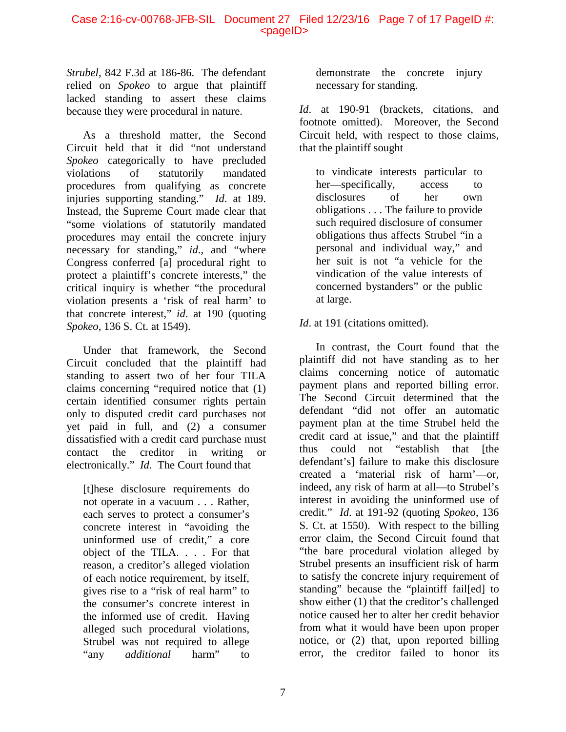*Strubel*, 842 F.3d at 186-86. The defendant relied on *Spokeo* to argue that plaintiff lacked standing to assert these claims because they were procedural in nature.

As a threshold matter, the Second Circuit held that it did "not understand *Spokeo* categorically to have precluded violations of statutorily mandated procedures from qualifying as concrete injuries supporting standing." *Id*. at 189. Instead, the Supreme Court made clear that "some violations of statutorily mandated procedures may entail the concrete injury necessary for standing," *id*., and "where Congress conferred [a] procedural right to protect a plaintiff's concrete interests," the critical inquiry is whether "the procedural violation presents a 'risk of real harm' to that concrete interest," *id*. at 190 (quoting *Spokeo*, 136 S. Ct. at 1549).

Under that framework, the Second Circuit concluded that the plaintiff had standing to assert two of her four TILA claims concerning "required notice that (1) certain identified consumer rights pertain only to disputed credit card purchases not yet paid in full, and (2) a consumer dissatisfied with a credit card purchase must contact the creditor in writing or electronically." *Id*. The Court found that

> [t]hese disclosure requirements do not operate in a vacuum . . . Rather, each serves to protect a consumer's concrete interest in "avoiding the uninformed use of credit," a core object of the TILA. . . . For that reason, a creditor's alleged violation of each notice requirement, by itself, gives rise to a "risk of real harm" to the consumer's concrete interest in the informed use of credit. Having alleged such procedural violations, Strubel was not required to allege "any *additional* harm" to demonstrate the concrete injury necessary for standing.

*Id*. at 190-91 (brackets, citations, and footnote omitted). Moreover, the Second Circuit held, with respect to those claims, that the plaintiff sought

> to vindicate interests particular to her—specifically, access to disclosures of her own obligations . . . The failure to provide such required disclosure of consumer obligations thus affects Strubel "in a personal and individual way," and her suit is not "a vehicle for the vindication of the value interests of concerned bystanders" or the public at large.

*Id*. at 191 (citations omitted).

In contrast, the Court found that the plaintiff did not have standing as to her claims concerning notice of automatic payment plans and reported billing error. The Second Circuit determined that the defendant "did not offer an automatic payment plan at the time Strubel held the credit card at issue," and that the plaintiff thus could not "establish that [the defendant's] failure to make this disclosure created a 'material risk of harm'—or, indeed, any risk of harm at all—to Strubel's interest in avoiding the uninformed use of credit." *Id*. at 191-92 (quoting *Spokeo*, 136 S. Ct. at 1550). With respect to the billing error claim, the Second Circuit found that "the bare procedural violation alleged by Strubel presents an insufficient risk of harm to satisfy the concrete injury requirement of standing" because the "plaintiff fail[ed] to show either (1) that the creditor's challenged notice caused her to alter her credit behavior from what it would have been upon proper notice, or (2) that, upon reported billing error, the creditor failed to honor its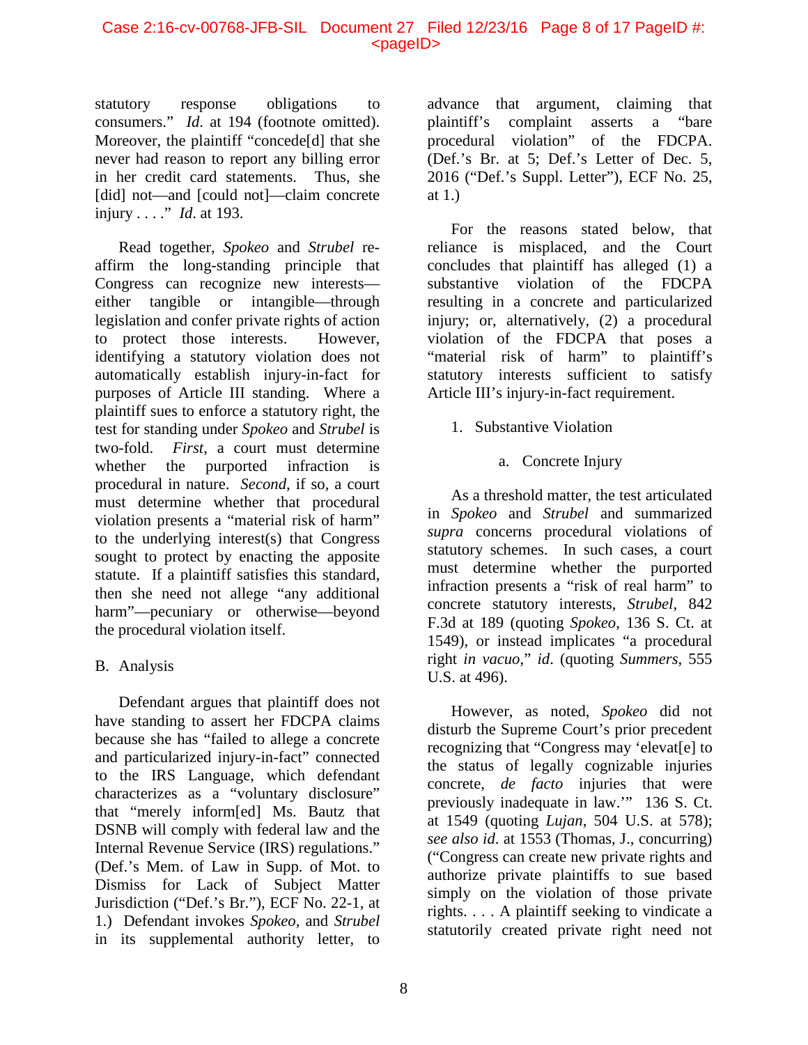statutory response obligations to consumers." *Id*. at 194 (footnote omitted). Moreover, the plaintiff "concede[d] that she never had reason to report any billing error in her credit card statements. Thus, she [did] not—and [could not]—claim concrete injury . . . ." *Id*. at 193.

Read together, *Spokeo* and *Strubel* re-affirm the long-standing principle that Congress can recognize new interests—either tangible or intangible—through legislation and confer private rights of action to protect those interests. However, identifying a statutory violation does not automatically establish injury-in-fact for purposes of Article III standing. Where a plaintiff sues to enforce a statutory right, the test for standing under *Spokeo* and *Strubel* is two-fold. *First*, a court must determine whether the purported infraction is procedural in nature. *Second*, if so, a court must determine whether that procedural violation presents a "material risk of harm" to the underlying interest(s) that Congress sought to protect by enacting the apposite statute. If a plaintiff satisfies this standard, then she need not allege "any additional harm"—pecuniary or otherwise—beyond the procedural violation itself.

## B. Analysis

Defendant argues that plaintiff does not have standing to assert her FDCPA claims because she has "failed to allege a concrete and particularized injury-in-fact" connected to the IRS Language, which defendant characterizes as a "voluntary disclosure" that "merely inform[ed] Ms. Bautz that DSNB will comply with federal law and the Internal Revenue Service (IRS) regulations." (Def.'s Mem. of Law in Supp. of Mot. to Dismiss for Lack of Subject Matter Jurisdiction ("Def.'s Br."), ECF No. 22-1, at 1.) Defendant invokes *Spokeo*, and *Strubel* in its supplemental authority letter, to advance that argument, claiming that plaintiff's complaint asserts a "bare procedural violation" of the FDCPA. (Def.'s Br. at 5; Def.'s Letter of Dec. 5, 2016 ("Def.'s Suppl. Letter"), ECF No. 25, at 1.)

For the reasons stated below, that reliance is misplaced, and the Court concludes that plaintiff has alleged (1) a substantive violation of the FDCPA resulting in a concrete and particularized injury; or, alternatively, (2) a procedural violation of the FDCPA that poses a "material risk of harm" to plaintiff's statutory interests sufficient to satisfy Article III's injury-in-fact requirement.

### 1. Substantive Violation

#### a. Concrete Injury

As a threshold matter, the test articulated in *Spokeo* and *Strubel* and summarized *supra* concerns procedural violations of statutory schemes. In such cases, a court must determine whether the purported infraction presents a "risk of real harm" to concrete statutory interests, *Strubel*, 842 F.3d at 189 (quoting *Spokeo*, 136 S. Ct. at 1549), or instead implicates "a procedural right *in vacuo*," *id*. (quoting *Summers*, 555 U.S. at 496).

However, as noted, *Spokeo* did not disturb the Supreme Court's prior precedent recognizing that "Congress may 'elevat[e] to the status of legally cognizable injuries concrete, *de facto* injuries that were previously inadequate in law.'" 136 S. Ct. at 1549 (quoting *Lujan*, 504 U.S. at 578); *see also id*. at 1553 (Thomas, J., concurring) ("Congress can create new private rights and authorize private plaintiffs to sue based simply on the violation of those private rights. . . . A plaintiff seeking to vindicate a statutorily created private right need not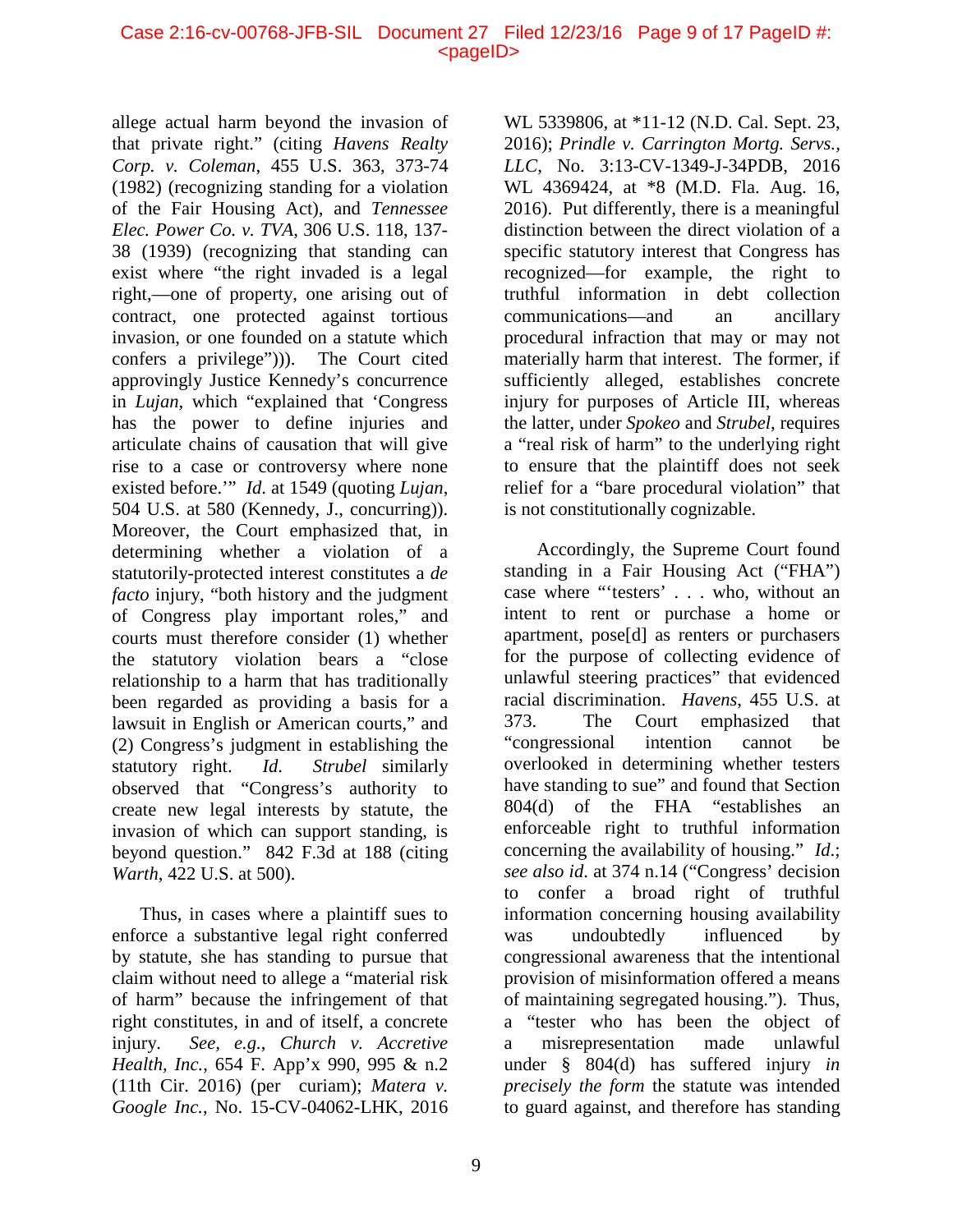allege actual harm beyond the invasion of that private right." (citing *Havens Realty Corp. v. Coleman*, 455 U.S. 363, 373-74 (1982) (recognizing standing for a violation of the Fair Housing Act), and *Tennessee Elec. Power Co. v. TVA*, 306 U.S. 118, 137-38 (1939) (recognizing that standing can exist where "the right invaded is a legal right,—one of property, one arising out of contract, one protected against tortious invasion, or one founded on a statute which confers a privilege"))). The Court cited approvingly Justice Kennedy's concurrence in *Lujan*, which "explained that 'Congress has the power to define injuries and articulate chains of causation that will give rise to a case or controversy where none existed before.'" *Id.* at 1549 (quoting *Lujan*, 504 U.S. at 580 (Kennedy, J., concurring)). Moreover, the Court emphasized that, in determining whether a violation of a statutorily-protected interest constitutes a *de facto* injury, "both history and the judgment of Congress play important roles," and courts must therefore consider (1) whether the statutory violation bears a "close relationship to a harm that has traditionally been regarded as providing a basis for a lawsuit in English or American courts," and (2) Congress's judgment in establishing the statutory right. *Id.* *Strubel* similarly observed that "Congress's authority to create new legal interests by statute, the invasion of which can support standing, is beyond question." 842 F.3d at 188 (citing *Warth*, 422 U.S. at 500).

Thus, in cases where a plaintiff sues to enforce a substantive legal right conferred by statute, she has standing to pursue that claim without need to allege a "material risk of harm" because the infringement of that right constitutes, in and of itself, a concrete injury. *See, e.g.*, *Church v. Accretive Health, Inc.*, 654 F. App'x 990, 995 & n.2 (11th Cir. 2016) (per curiam); *Matera v. Google Inc.*, No. 15-CV-04062-LHK, 2016 WL 5339806, at *11-12 (N.D. Cal. Sept. 23, 2016); *Prindle v. Carrington Mortg. Servs., LLC*, No. 3:13-CV-1349-J-34PDB, 2016 WL 4369424, at *8 (M.D. Fla. Aug. 16, 2016). Put differently, there is a meaningful distinction between the direct violation of a specific statutory interest that Congress has recognized—for example, the right to truthful information in debt collection communications—and an ancillary procedural infraction that may or may not materially harm that interest. The former, if sufficiently alleged, establishes concrete injury for purposes of Article III, whereas the latter, under *Spokeo* and *Strubel*, requires a "real risk of harm" to the underlying right to ensure that the plaintiff does not seek relief for a "bare procedural violation" that is not constitutionally cognizable.

Accordingly, the Supreme Court found standing in a Fair Housing Act ("FHA") case where "'testers' . . . who, without an intent to rent or purchase a home or apartment, pose[d] as renters or purchasers for the purpose of collecting evidence of unlawful steering practices" that evidenced racial discrimination. *Havens*, 455 U.S. at 373. The Court emphasized that "congressional intention cannot be overlooked in determining whether testers have standing to sue" and found that Section 804(d) of the FHA "establishes an enforceable right to truthful information concerning the availability of housing." *Id.*; *see also id.* at 374 n.14 ("Congress' decision to confer a broad right of truthful information concerning housing availability was undoubtedly influenced by congressional awareness that the intentional provision of misinformation offered a means of maintaining segregated housing."). Thus, a "tester who has been the object of a misrepresentation made unlawful under § 804(d) has suffered injury *in precisely the form* the statute was intended to guard against, and therefore has standing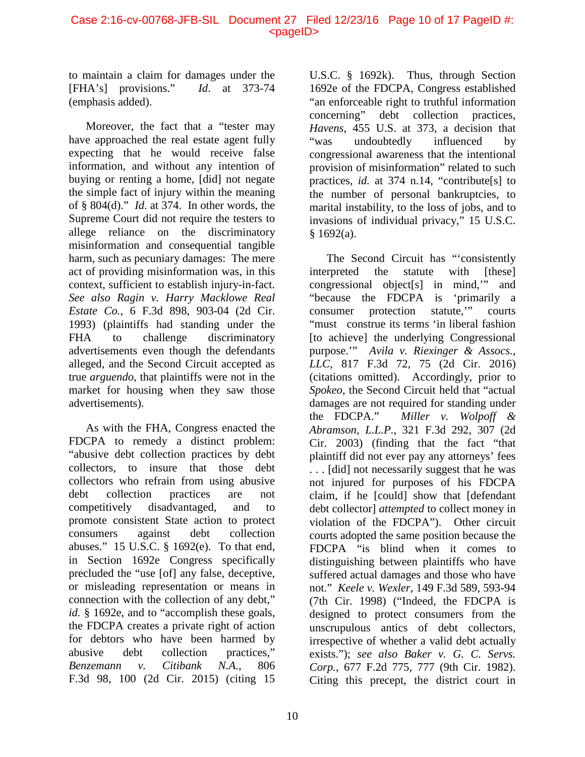to maintain a claim for damages under the [FHA's] provisions." *Id*. at 373-74 (emphasis added).

Moreover, the fact that a "tester may have approached the real estate agent fully expecting that he would receive false information, and without any intention of buying or renting a home, [did] not negate the simple fact of injury within the meaning of § 804(d)." *Id*. at 374. In other words, the Supreme Court did not require the testers to allege reliance on the discriminatory misinformation and consequential tangible harm, such as pecuniary damages: The mere act of providing misinformation was, in this context, sufficient to establish injury-in-fact. *See also Ragin v. Harry Macklowe Real Estate Co.*, 6 F.3d 898, 903-04 (2d Cir. 1993) (plaintiffs had standing under the FHA to challenge discriminatory advertisements even though the defendants alleged, and the Second Circuit accepted as true *arguendo*, that plaintiffs were not in the market for housing when they saw those advertisements).

As with the FHA, Congress enacted the FDCPA to remedy a distinct problem: "abusive debt collection practices by debt collectors, to insure that those debt collectors who refrain from using abusive debt collection practices are not competitively disadvantaged, and to promote consistent State action to protect consumers against debt collection abuses." 15 U.S.C. § 1692(e). To that end, in Section 1692e Congress specifically precluded the "use [of] any false, deceptive, or misleading representation or means in connection with the collection of any debt," *id.* § 1692e, and to "accomplish these goals, the FDCPA creates a private right of action for debtors who have been harmed by abusive debt collection practices," *Benzemann v. Citibank N.A.*, 806 F.3d 98, 100 (2d Cir. 2015) (citing 15 U.S.C. § 1692k). Thus, through Section 1692e of the FDCPA, Congress established "an enforceable right to truthful information concerning" debt collection practices, *Havens*, 455 U.S. at 373, a decision that "was undoubtedly influenced by congressional awareness that the intentional provision of misinformation" related to such practices, *id.* at 374 n.14, "contribute[s] to the number of personal bankruptcies, to marital instability, to the loss of jobs, and to invasions of individual privacy," 15 U.S.C. § 1692(a).

The Second Circuit has "'consistently interpreted the statute with [these] congressional object[s] in mind,'" and "because the FDCPA is 'primarily a consumer protection statute,'" courts "must construe its terms 'in liberal fashion [to achieve] the underlying Congressional purpose.'" *Avila v. Riexinger & Assocs., LLC*, 817 F.3d 72, 75 (2d Cir. 2016) (citations omitted). Accordingly, prior to *Spokeo*, the Second Circuit held that "actual damages are not required for standing under the FDCPA." *Miller v. Wolpoff & Abramson, L.L.P.*, 321 F.3d 292, 307 (2d Cir. 2003) (finding that the fact "that plaintiff did not ever pay any attorneys' fees . . . [did] not necessarily suggest that he was not injured for purposes of his FDCPA claim, if he [could] show that [defendant debt collector] *attempted* to collect money in violation of the FDCPA"). Other circuit courts adopted the same position because the FDCPA "is blind when it comes to distinguishing between plaintiffs who have suffered actual damages and those who have not." *Keele v. Wexler*, 149 F.3d 589, 593-94 (7th Cir. 1998) ("Indeed, the FDCPA is designed to protect consumers from the unscrupulous antics of debt collectors, irrespective of whether a valid debt actually exists."); *see also Baker v. G. C. Servs. Corp.*, 677 F.2d 775, 777 (9th Cir. 1982). Citing this precept, the district court in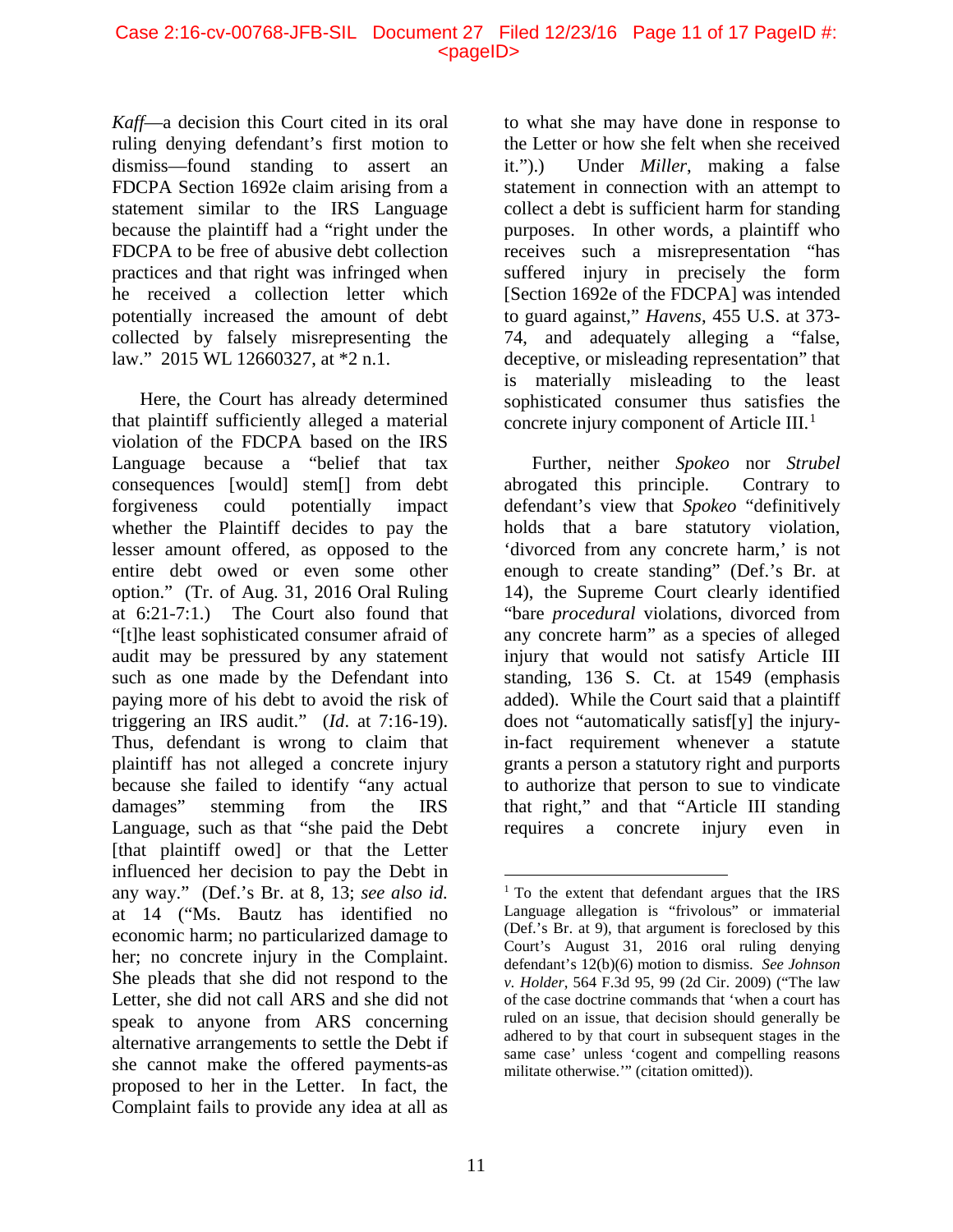*Kaff*—a decision this Court cited in its oral ruling denying defendant's first motion to dismiss—found standing to assert an FDCPA Section 1692e claim arising from a statement similar to the IRS Language because the plaintiff had a "right under the FDCPA to be free of abusive debt collection practices and that right was infringed when he received a collection letter which potentially increased the amount of debt collected by falsely misrepresenting the law." 2015 WL 12660327, at *2 n.1.

Here, the Court has already determined that plaintiff sufficiently alleged a material violation of the FDCPA based on the IRS Language because a "belief that tax consequences [would] stem[] from debt forgiveness could potentially impact whether the Plaintiff decides to pay the lesser amount offered, as opposed to the entire debt owed or even some other option." (Tr. of Aug. 31, 2016 Oral Ruling at 6:21-7:1.) The Court also found that "[t]he least sophisticated consumer afraid of audit may be pressured by any statement such as one made by the Defendant into paying more of his debt to avoid the risk of triggering an IRS audit." (*Id*. at 7:16-19). Thus, defendant is wrong to claim that plaintiff has not alleged a concrete injury because she failed to identify "any actual damages" stemming from the IRS Language, such as that "she paid the Debt [that plaintiff owed] or that the Letter influenced her decision to pay the Debt in any way." (Def.'s Br. at 8, 13; *see also id.* at 14 ("Ms. Bautz has identified no economic harm; no particularized damage to her; no concrete injury in the Complaint. She pleads that she did not respond to the Letter, she did not call ARS and she did not speak to anyone from ARS concerning alternative arrangements to settle the Debt if she cannot make the offered payments-as proposed to her in the Letter. In fact, the Complaint fails to provide any idea at all as to what she may have done in response to the Letter or how she felt when she received it.").) Under *Miller*, making a false statement in connection with an attempt to collect a debt is sufficient harm for standing purposes. In other words, a plaintiff who receives such a misrepresentation "has suffered injury in precisely the form [Section 1692e of the FDCPA] was intended to guard against," *Havens*, 455 U.S. at 373-74, and adequately alleging a "false, deceptive, or misleading representation" that is materially misleading to the least sophisticated consumer thus satisfies the concrete injury component of Article III.[1]

Further, neither *Spokeo* nor *Strubel* abrogated this principle. Contrary to defendant's view that *Spokeo* "definitively holds that a bare statutory violation, 'divorced from any concrete harm,' is not enough to create standing" (Def.'s Br. at 14), the Supreme Court clearly identified "bare *procedural* violations, divorced from any concrete harm" as a species of alleged injury that would not satisfy Article III standing, 136 S. Ct. at 1549 (emphasis added). While the Court said that a plaintiff does not "automatically satisf[y] the injury-in-fact requirement whenever a statute grants a person a statutory right and purports to authorize that person to sue to vindicate that right," and that "Article III standing requires a concrete injury even in

---

[1] To the extent that defendant argues that the IRS Language allegation is "frivolous" or immaterial (Def.'s Br. at 9), that argument is foreclosed by this Court's August 31, 2016 oral ruling denying defendant's 12(b)(6) motion to dismiss. *See Johnson v. Holder*, 564 F.3d 95, 99 (2d Cir. 2009) ("The law of the case doctrine commands that 'when a court has ruled on an issue, that decision should generally be adhered to by that court in subsequent stages in the same case' unless 'cogent and compelling reasons militate otherwise.'" (citation omitted)).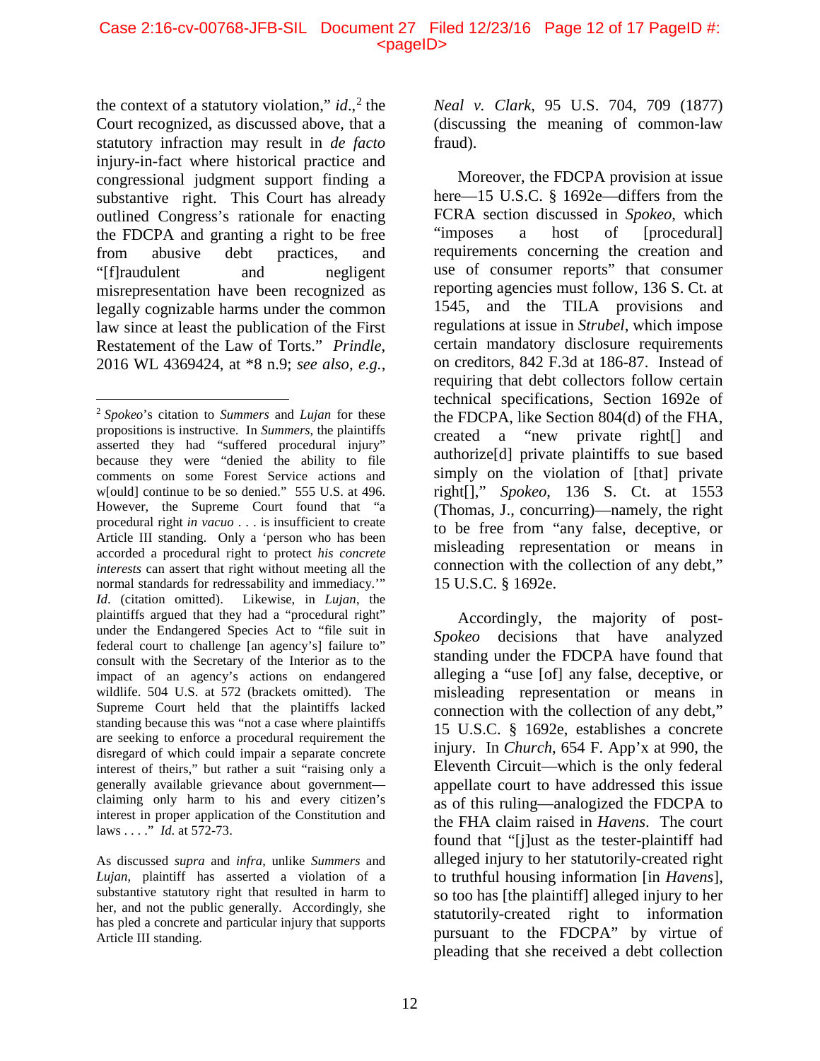the context of a statutory violation," *id.*,[2] the Court recognized, as discussed above, that a statutory infraction may result in *de facto* injury-in-fact where historical practice and congressional judgment support finding a substantive right. This Court has already outlined Congress's rationale for enacting the FDCPA and granting a right to be free from abusive debt practices, and "[f]raudulent and negligent misrepresentation have been recognized as legally cognizable harms under the common law since at least the publication of the First Restatement of the Law of Torts." *Prindle*, 2016 WL 4369424, at *8 n.9; *see also, e.g.*, *Neal v. Clark*, 95 U.S. 704, 709 (1877) (discussing the meaning of common-law fraud).

Moreover, the FDCPA provision at issue here—15 U.S.C. § 1692e—differs from the FCRA section discussed in *Spokeo*, which "imposes a host of [procedural] requirements concerning the creation and use of consumer reports" that consumer reporting agencies must follow, 136 S. Ct. at 1545, and the TILA provisions and regulations at issue in *Strubel*, which impose certain mandatory disclosure requirements on creditors, 842 F.3d at 186-87. Instead of requiring that debt collectors follow certain technical specifications, Section 1692e of the FDCPA, like Section 804(d) of the FHA, created a "new private right[] and authorize[d] private plaintiffs to sue based simply on the violation of [that] private right[]," *Spokeo*, 136 S. Ct. at 1553 (Thomas, J., concurring)—namely, the right to be free from "any false, deceptive, or misleading representation or means in connection with the collection of any debt," 15 U.S.C. § 1692e.

Accordingly, the majority of post-*Spokeo* decisions that have analyzed standing under the FDCPA have found that alleging a "use [of] any false, deceptive, or misleading representation or means in connection with the collection of any debt," 15 U.S.C. § 1692e, establishes a concrete injury. In *Church*, 654 F. App'x at 990, the Eleventh Circuit—which is the only federal appellate court to have addressed this issue as of this ruling—analogized the FDCPA to the FHA claim raised in *Havens*. The court found that "[j]ust as the tester-plaintiff had alleged injury to her statutorily-created right to truthful housing information [in *Havens*], so too has [the plaintiff] alleged injury to her statutorily-created right to information pursuant to the FDCPA" by virtue of pleading that she received a debt collection

---

[2] *Spokeo*'s citation to *Summers* and *Lujan* for these propositions is instructive. In *Summers*, the plaintiffs asserted they had "suffered procedural injury" because they were "denied the ability to file comments on some Forest Service actions and w[ould] continue to be so denied." 555 U.S. at 496. However, the Supreme Court found that "a procedural right *in vacuo* . . . is insufficient to create Article III standing. Only a 'person who has been accorded a procedural right to protect *his concrete interests* can assert that right without meeting all the normal standards for redressability and immediacy.'" *Id*. (citation omitted). Likewise, in *Lujan*, the plaintiffs argued that they had a "procedural right" under the Endangered Species Act to "file suit in federal court to challenge [an agency's] failure to" consult with the Secretary of the Interior as to the impact of an agency's actions on endangered wildlife. 504 U.S. at 572 (brackets omitted). The Supreme Court held that the plaintiffs lacked standing because this was "not a case where plaintiffs are seeking to enforce a procedural requirement the disregard of which could impair a separate concrete interest of theirs," but rather a suit "raising only a generally available grievance about government—claiming only harm to his and every citizen's interest in proper application of the Constitution and laws . . . ." *Id.* at 572-73.

As discussed *supra* and *infra*, unlike *Summers* and *Lujan*, plaintiff has asserted a violation of a substantive statutory right that resulted in harm to her, and not the public generally. Accordingly, she has pled a concrete and particular injury that supports Article III standing.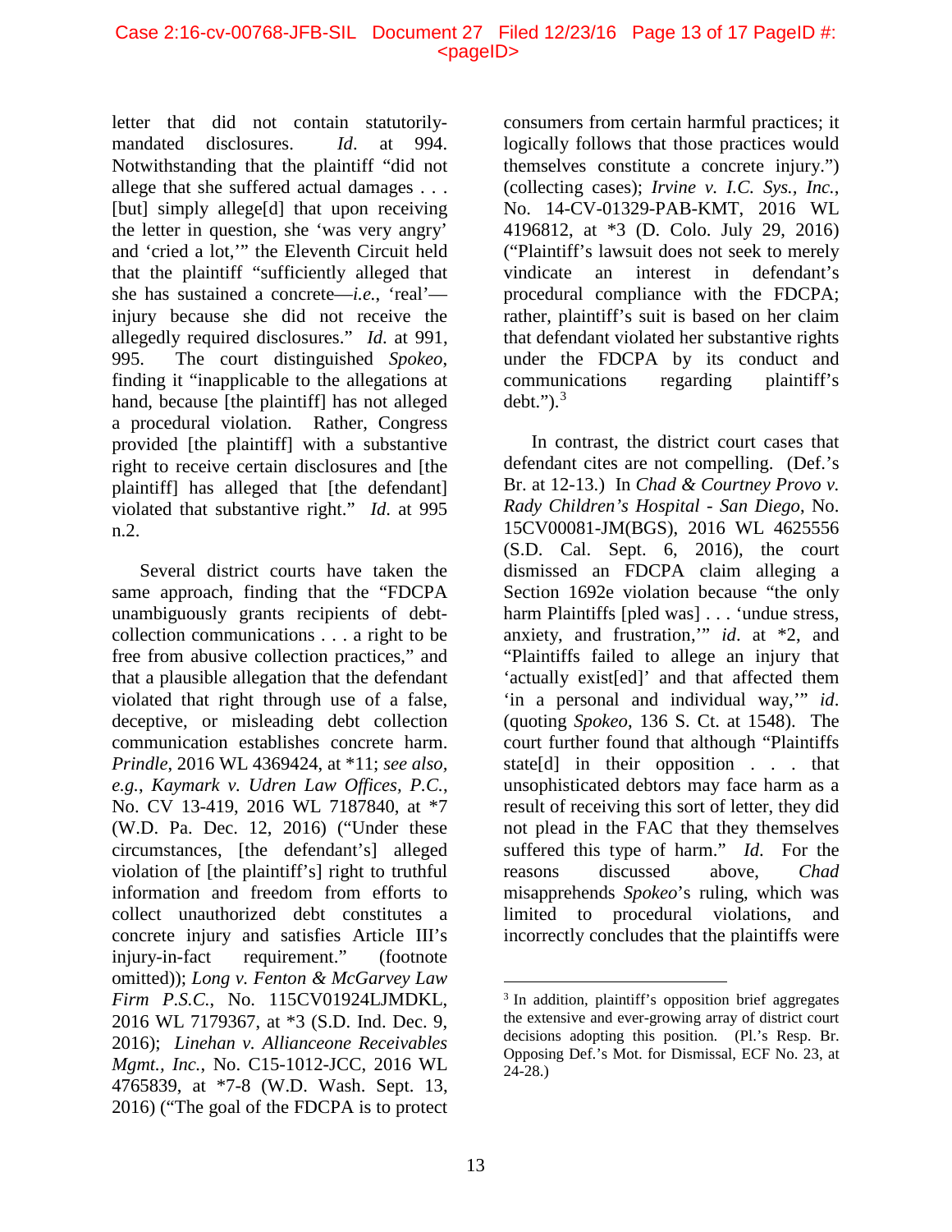letter that did not contain statutorily-mandated disclosures. *Id*. at 994. Notwithstanding that the plaintiff "did not allege that she suffered actual damages . . . [but] simply allege[d] that upon receiving the letter in question, she 'was very angry' and 'cried a lot,'" the Eleventh Circuit held that the plaintiff "sufficiently alleged that she has sustained a concrete—*i.e.*, 'real'—injury because she did not receive the allegedly required disclosures." *Id*. at 991, 995. The court distinguished *Spokeo*, finding it "inapplicable to the allegations at hand, because [the plaintiff] has not alleged a procedural violation. Rather, Congress provided [the plaintiff] with a substantive right to receive certain disclosures and [the plaintiff] has alleged that [the defendant] violated that substantive right." *Id*. at 995 n.2.

Several district courts have taken the same approach, finding that the "FDCPA unambiguously grants recipients of debt-collection communications . . . a right to be free from abusive collection practices," and that a plausible allegation that the defendant violated that right through use of a false, deceptive, or misleading debt collection communication establishes concrete harm. *Prindle*, 2016 WL 4369424, at *11; *see also, e.g.*, *Kaymark v. Udren Law Offices, P.C.*, No. CV 13-419, 2016 WL 7187840, at *7 (W.D. Pa. Dec. 12, 2016) ("Under these circumstances, [the defendant's] alleged violation of [the plaintiff's] right to truthful information and freedom from efforts to collect unauthorized debt constitutes a concrete injury and satisfies Article III's injury-in-fact requirement." (footnote omitted)); *Long v. Fenton & McGarvey Law Firm P.S.C.*, No. 115CV01924LJMDKL, 2016 WL 7179367, at *3 (S.D. Ind. Dec. 9, 2016); *Linehan v. Allianceone Receivables Mgmt., Inc.*, No. C15-1012-JCC, 2016 WL 4765839, at *7-8 (W.D. Wash. Sept. 13, 2016) ("The goal of the FDCPA is to protect consumers from certain harmful practices; it logically follows that those practices would themselves constitute a concrete injury.") (collecting cases); *Irvine v. I.C. Sys., Inc.*, No. 14-CV-01329-PAB-KMT, 2016 WL 4196812, at *3 (D. Colo. July 29, 2016) ("Plaintiff's lawsuit does not seek to merely vindicate an interest in defendant's procedural compliance with the FDCPA; rather, plaintiff's suit is based on her claim that defendant violated her substantive rights under the FDCPA by its conduct and communications regarding plaintiff's debt.").[3]

In contrast, the district court cases that defendant cites are not compelling. (Def.'s Br. at 12-13.) In *Chad & Courtney Provo v. Rady Children's Hospital - San Diego*, No. 15CV00081-JM(BGS), 2016 WL 4625556 (S.D. Cal. Sept. 6, 2016), the court dismissed an FDCPA claim alleging a Section 1692e violation because "the only harm Plaintiffs [pled was] . . . 'undue stress, anxiety, and frustration,'" *id*. at *2, and "Plaintiffs failed to allege an injury that 'actually exist[ed]' and that affected them 'in a personal and individual way,'" *id*. (quoting *Spokeo*, 136 S. Ct. at 1548). The court further found that although "Plaintiffs state[d] in their opposition . . . that unsophisticated debtors may face harm as a result of receiving this sort of letter, they did not plead in the FAC that they themselves suffered this type of harm." *Id*. For the reasons discussed above, *Chad* misapprehends *Spokeo*'s ruling, which was limited to procedural violations, and incorrectly concludes that the plaintiffs were

[3] In addition, plaintiff's opposition brief aggregates the extensive and ever-growing array of district court decisions adopting this position. (Pl.'s Resp. Br. Opposing Def.'s Mot. for Dismissal, ECF No. 23, at 24-28.)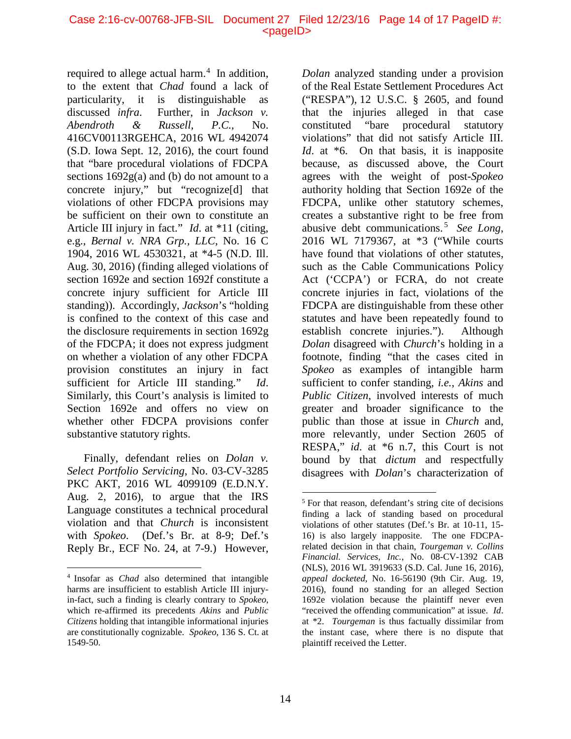required to allege actual harm.[4] In addition, to the extent that *Chad* found a lack of particularity, it is distinguishable as discussed *infra*. Further, in *Jackson v. Abendroth & Russell, P.C.*, No. 416CV00113RGEHCA, 2016 WL 4942074 (S.D. Iowa Sept. 12, 2016), the court found that "bare procedural violations of FDCPA sections 1692g(a) and (b) do not amount to a concrete injury," but "recognize[d] that violations of other FDCPA provisions may be sufficient on their own to constitute an Article III injury in fact." *Id.* at *11 (citing, e.g., *Bernal v. NRA Grp., LLC*, No. 16 C 1904, 2016 WL 4530321, at *4-5 (N.D. Ill. Aug. 30, 2016) (finding alleged violations of section 1692e and section 1692f constitute a concrete injury sufficient for Article III standing)). Accordingly, *Jackson*'s "holding is confined to the context of this case and the disclosure requirements in section 1692g of the FDCPA; it does not express judgment on whether a violation of any other FDCPA provision constitutes an injury in fact sufficient for Article III standing." *Id*. Similarly, this Court's analysis is limited to Section 1692e and offers no view on whether other FDCPA provisions confer substantive statutory rights.

Finally, defendant relies on *Dolan v. Select Portfolio Servicing*, No. 03-CV-3285 PKC AKT, 2016 WL 4099109 (E.D.N.Y. Aug. 2, 2016), to argue that the IRS Language constitutes a technical procedural violation and that *Church* is inconsistent with *Spokeo*. (Def.'s Br. at 8-9; Def.'s Reply Br., ECF No. 24, at 7-9.) However, *Dolan* analyzed standing under a provision of the Real Estate Settlement Procedures Act ("RESPA"), 12 U.S.C. § 2605, and found that the injuries alleged in that case constituted "bare procedural statutory violations" that did not satisfy Article III. *Id*. at *6. On that basis, it is inapposite because, as discussed above, the Court agrees with the weight of post-*Spokeo* authority holding that Section 1692e of the FDCPA, unlike other statutory schemes, creates a substantive right to be free from abusive debt communications.[5] *See Long*, 2016 WL 7179367, at *3 ("While courts have found that violations of other statutes, such as the Cable Communications Policy Act ('CCPA') or FCRA, do not create concrete injuries in fact, violations of the FDCPA are distinguishable from these other statutes and have been repeatedly found to establish concrete injuries."). Although *Dolan* disagreed with *Church*'s holding in a footnote, finding "that the cases cited in *Spokeo* as examples of intangible harm sufficient to confer standing, *i.e.*, *Akins* and *Public Citizen*, involved interests of much greater and broader significance to the public than those at issue in *Church* and, more relevantly, under Section 2605 of RESPA," *id.* at *6 n.7, this Court is not bound by that *dictum* and respectfully disagrees with *Dolan*'s characterization of

---

[4] Insofar as *Chad* also determined that intangible harms are insufficient to establish Article III injury-in-fact, such a finding is clearly contrary to *Spokeo*, which re-affirmed its precedents *Akins* and *Public Citizens* holding that intangible informational injuries are constitutionally cognizable. *Spokeo*, 136 S. Ct. at 1549-50.

[5] For that reason, defendant's string cite of decisions finding a lack of standing based on procedural violations of other statutes (Def.'s Br. at 10-11, 15-16) is also largely inapposite. The one FDCPA-related decision in that chain, *Tourgeman v. Collins Financial. Services, Inc.*, No. 08-CV-1392 CAB (NLS), 2016 WL 3919633 (S.D. Cal. June 16, 2016), *appeal docketed*, No. 16-56190 (9th Cir. Aug. 19, 2016), found no standing for an alleged Section 1692e violation because the plaintiff never even "received the offending communication" at issue. *Id*. at *2. *Tourgeman* is thus factually dissimilar from the instant case, where there is no dispute that plaintiff received the Letter.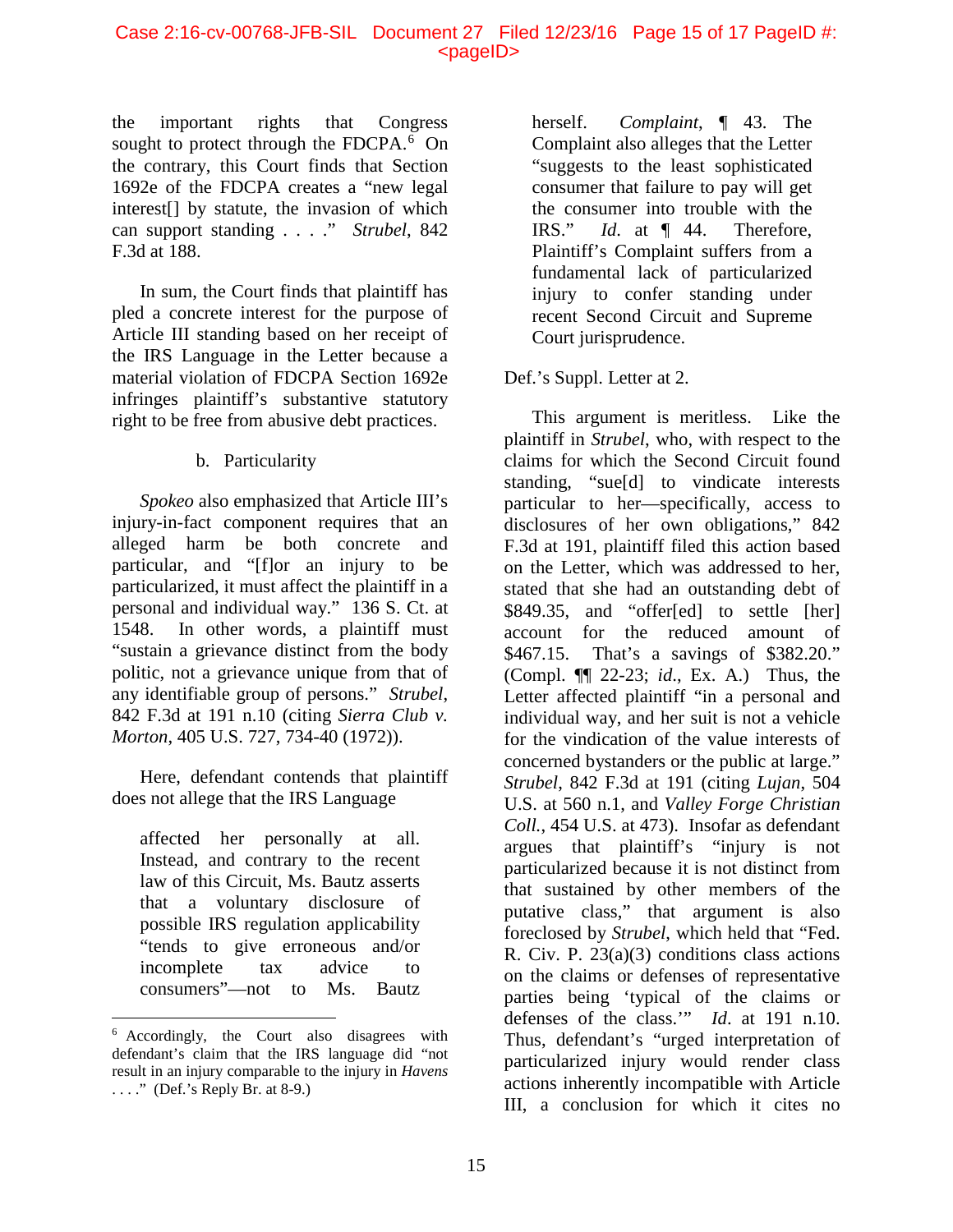the important rights that Congress sought to protect through the FDCPA.[6] On the contrary, this Court finds that Section 1692e of the FDCPA creates a "new legal interest[] by statute, the invasion of which can support standing . . . ." *Strubel*, 842 F.3d at 188.

In sum, the Court finds that plaintiff has pled a concrete interest for the purpose of Article III standing based on her receipt of the IRS Language in the Letter because a material violation of FDCPA Section 1692e infringes plaintiff's substantive statutory right to be free from abusive debt practices.

b. Particularity

*Spokeo* also emphasized that Article III's injury-in-fact component requires that an alleged harm be both concrete and particular, and "[f]or an injury to be particularized, it must affect the plaintiff in a personal and individual way." 136 S. Ct. at 1548. In other words, a plaintiff must "sustain a grievance distinct from the body politic, not a grievance unique from that of any identifiable group of persons." *Strubel*, 842 F.3d at 191 n.10 (citing *Sierra Club v. Morton*, 405 U.S. 727, 734-40 (1972)).

Here, defendant contends that plaintiff does not allege that the IRS Language

> affected her personally at all. Instead, and contrary to the recent law of this Circuit, Ms. Bautz asserts that a voluntary disclosure of possible IRS regulation applicability "tends to give erroneous and/or incomplete tax advice to consumers"—not to Ms. Bautz herself. *Complaint*, ¶ 43. The Complaint also alleges that the Letter "suggests to the least sophisticated consumer that failure to pay will get the consumer into trouble with the IRS." *Id.* at ¶ 44. Therefore, Plaintiff's Complaint suffers from a fundamental lack of particularized injury to confer standing under recent Second Circuit and Supreme Court jurisprudence.

Def.'s Suppl. Letter at 2.

This argument is meritless. Like the plaintiff in *Strubel*, who, with respect to the claims for which the Second Circuit found standing, "sue[d] to vindicate interests particular to her—specifically, access to disclosures of her own obligations," 842 F.3d at 191, plaintiff filed this action based on the Letter, which was addressed to her, stated that she had an outstanding debt of $849.35, and "offer[ed] to settle [her] account for the reduced amount of $467.15. That's a savings of $382.20." (Compl. ¶¶ 22-23; *id.*, Ex. A.) Thus, the Letter affected plaintiff "in a personal and individual way, and her suit is not a vehicle for the vindication of the value interests of concerned bystanders or the public at large." *Strubel*, 842 F.3d at 191 (citing *Lujan*, 504 U.S. at 560 n.1, and *Valley Forge Christian Coll.*, 454 U.S. at 473). Insofar as defendant argues that plaintiff's "injury is not particularized because it is not distinct from that sustained by other members of the putative class," that argument is also foreclosed by *Strubel*, which held that "Fed. R. Civ. P. 23(a)(3) conditions class actions on the claims or defenses of representative parties being 'typical of the claims or defenses of the class.'" *Id.* at 191 n.10. Thus, defendant's "urged interpretation of particularized injury would render class actions inherently incompatible with Article III, a conclusion for which it cites no

---

[6] Accordingly, the Court also disagrees with defendant's claim that the IRS language did "not result in an injury comparable to the injury in *Havens* . . . ." (Def.'s Reply Br. at 8-9.)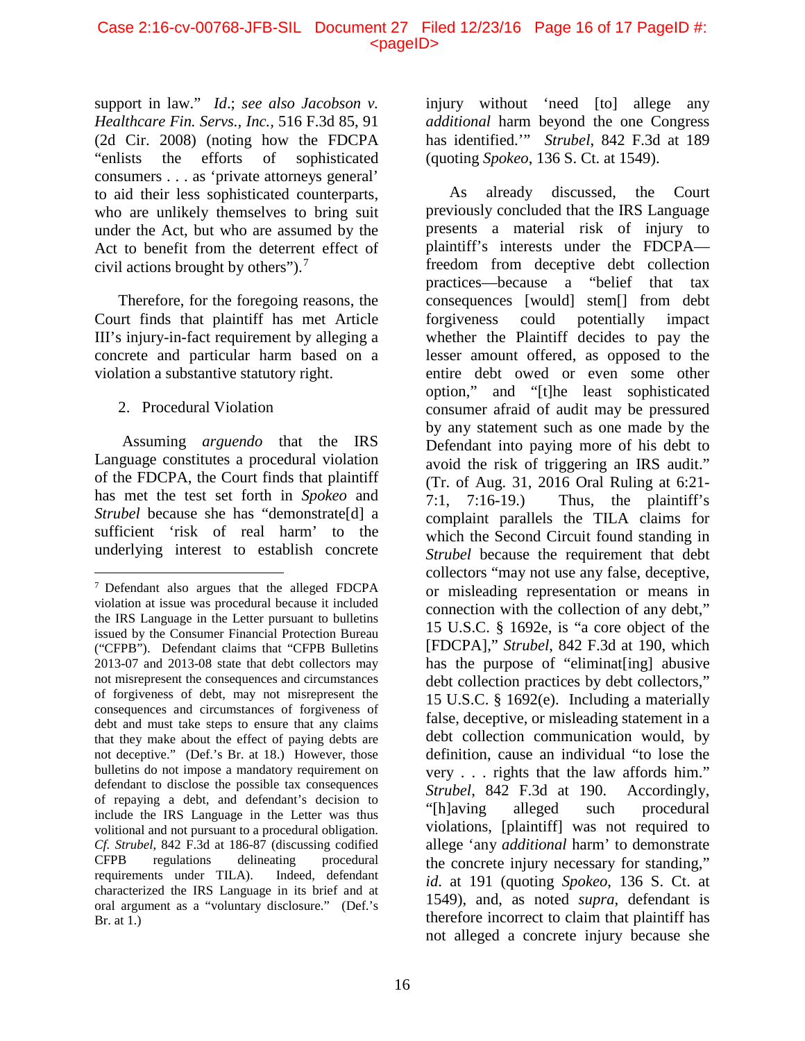support in law." *Id.*; *see also Jacobson v. Healthcare Fin. Servs., Inc.*, 516 F.3d 85, 91 (2d Cir. 2008) (noting how the FDCPA "enlists the efforts of sophisticated consumers . . . as 'private attorneys general' to aid their less sophisticated counterparts, who are unlikely themselves to bring suit under the Act, but who are assumed by the Act to benefit from the deterrent effect of civil actions brought by others").[7]

Therefore, for the foregoing reasons, the Court finds that plaintiff has met Article III's injury-in-fact requirement by alleging a concrete and particular harm based on a violation a substantive statutory right.

2. Procedural Violation

Assuming *arguendo* that the IRS Language constitutes a procedural violation of the FDCPA, the Court finds that plaintiff has met the test set forth in *Spokeo* and *Strubel* because she has "demonstrate[d] a sufficient 'risk of real harm' to the underlying interest to establish concrete injury without 'need [to] allege any *additional* harm beyond the one Congress has identified.'" *Strubel*, 842 F.3d at 189 (quoting *Spokeo*, 136 S. Ct. at 1549).

As already discussed, the Court previously concluded that the IRS Language presents a material risk of injury to plaintiff's interests under the FDCPA—freedom from deceptive debt collection practices—because a "belief that tax consequences [would] stem[] from debt forgiveness could potentially impact whether the Plaintiff decides to pay the lesser amount offered, as opposed to the entire debt owed or even some other option," and "[t]he least sophisticated consumer afraid of audit may be pressured by any statement such as one made by the Defendant into paying more of his debt to avoid the risk of triggering an IRS audit." (Tr. of Aug. 31, 2016 Oral Ruling at 6:21-7:1, 7:16-19.) Thus, the plaintiff's complaint parallels the TILA claims for which the Second Circuit found standing in *Strubel* because the requirement that debt collectors "may not use any false, deceptive, or misleading representation or means in connection with the collection of any debt," 15 U.S.C. § 1692e, is "a core object of the [FDCPA]," *Strubel*, 842 F.3d at 190, which has the purpose of "eliminat[ing] abusive debt collection practices by debt collectors," 15 U.S.C. § 1692(e). Including a materially false, deceptive, or misleading statement in a debt collection communication would, by definition, cause an individual "to lose the very . . . rights that the law affords him." *Strubel*, 842 F.3d at 190. Accordingly, "[h]aving alleged such procedural violations, [plaintiff] was not required to allege 'any *additional* harm' to demonstrate the concrete injury necessary for standing," *id.* at 191 (quoting *Spokeo*, 136 S. Ct. at 1549), and, as noted *supra*, defendant is therefore incorrect to claim that plaintiff has not alleged a concrete injury because she

---

[7] Defendant also argues that the alleged FDCPA violation at issue was procedural because it included the IRS Language in the Letter pursuant to bulletins issued by the Consumer Financial Protection Bureau ("CFPB"). Defendant claims that "CFPB Bulletins 2013-07 and 2013-08 state that debt collectors may not misrepresent the consequences and circumstances of forgiveness of debt, may not misrepresent the consequences and circumstances of forgiveness of debt and must take steps to ensure that any claims that they make about the effect of paying debts are not deceptive." (Def.'s Br. at 18.) However, those bulletins do not impose a mandatory requirement on defendant to disclose the possible tax consequences of repaying a debt, and defendant's decision to include the IRS Language in the Letter was thus volitional and not pursuant to a procedural obligation. *Cf. Strubel*, 842 F.3d at 186-87 (discussing codified CFPB regulations delineating procedural requirements under TILA). Indeed, defendant characterized the IRS Language in its brief and at oral argument as a "voluntary disclosure." (Def.'s Br. at 1.)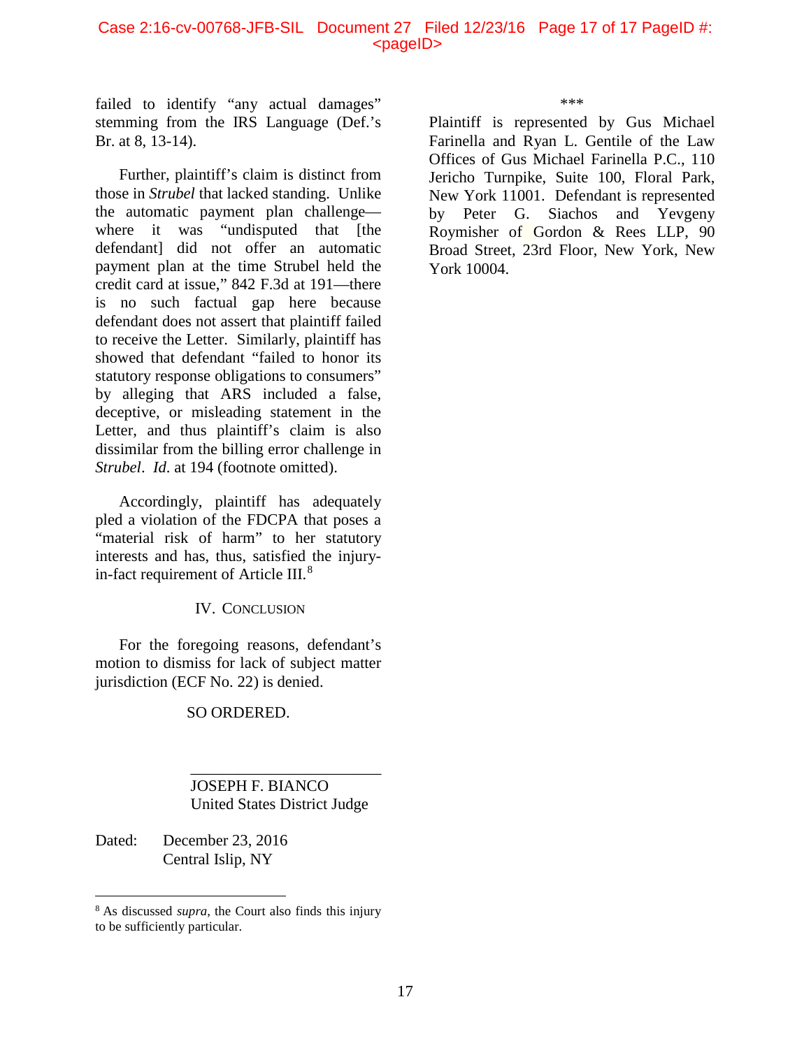failed to identify "any actual damages" stemming from the IRS Language (Def.'s Br. at 8, 13-14).

Further, plaintiff's claim is distinct from those in *Strubel* that lacked standing. Unlike the automatic payment plan challenge—where it was "undisputed that [the defendant] did not offer an automatic payment plan at the time Strubel held the credit card at issue," 842 F.3d at 191—there is no such factual gap here because defendant does not assert that plaintiff failed to receive the Letter. Similarly, plaintiff has showed that defendant "failed to honor its statutory response obligations to consumers" by alleging that ARS included a false, deceptive, or misleading statement in the Letter, and thus plaintiff's claim is also dissimilar from the billing error challenge in *Strubel*. *Id.* at 194 (footnote omitted).

Accordingly, plaintiff has adequately pled a violation of the FDCPA that poses a "material risk of harm" to her statutory interests and has, thus, satisfied the injury-in-fact requirement of Article III.[8]

## IV. CONCLUSION

For the foregoing reasons, defendant's motion to dismiss for lack of subject matter jurisdiction (ECF No. 22) is denied.

SO ORDERED.

______________________

JOSEPH F. BIANCO
United States District Judge

Dated: December 23, 2016
Central Islip, NY

\*\*\*

Plaintiff is represented by Gus Michael Farinella and Ryan L. Gentile of the Law Offices of Gus Michael Farinella P.C., 110 Jericho Turnpike, Suite 100, Floral Park, New York 11001. Defendant is represented by Peter G. Siachos and Yevgeny Roymisher of Gordon & Rees LLP, 90 Broad Street, 23rd Floor, New York, New York 10004.

---

[8] As discussed *supra*, the Court also finds this injury to be sufficiently particular.